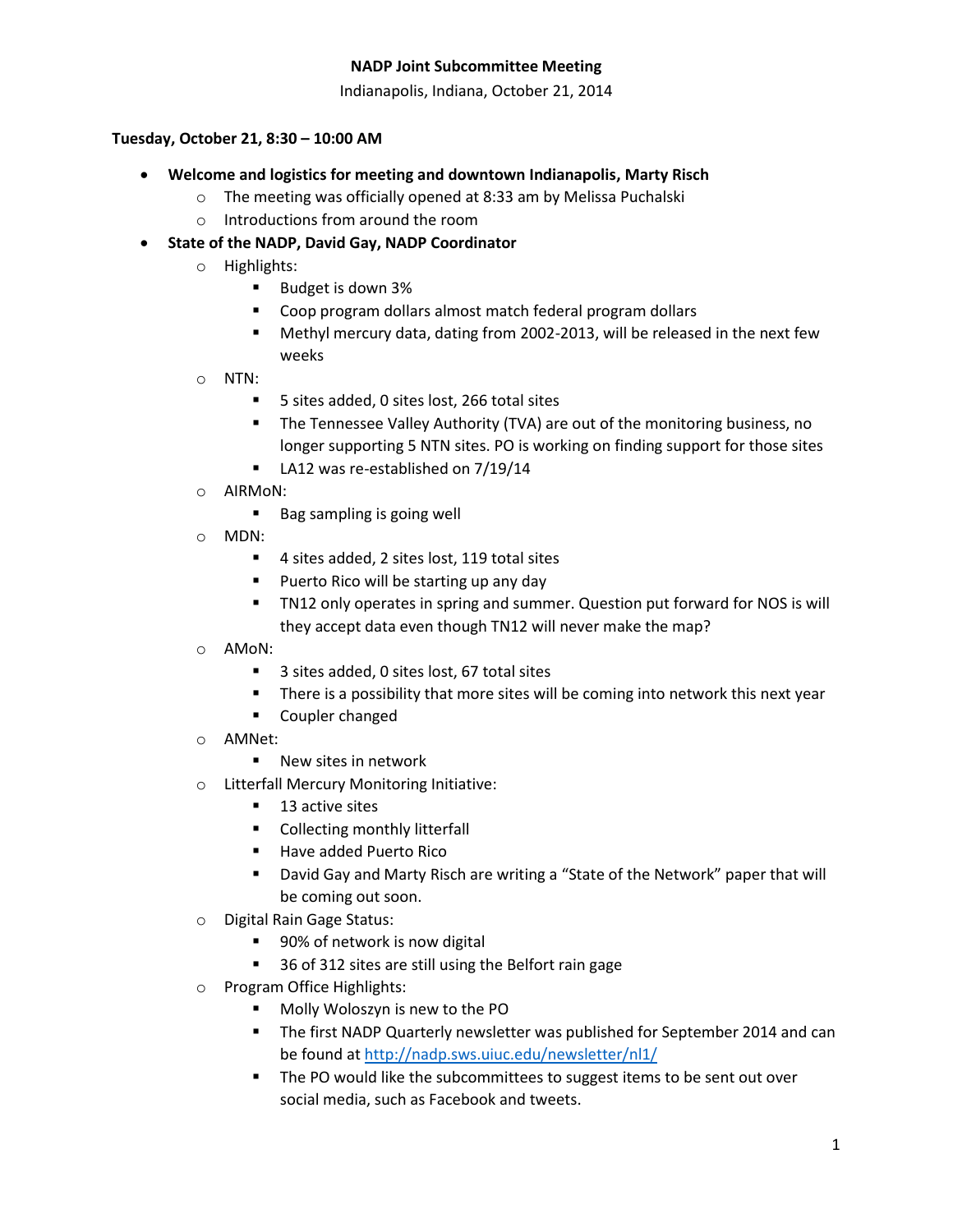# NADP Joint Subcommittee Meeting

Indianapolis, Indiana, October 21, 2014

**Tuesday, October 21, 8:30 – 10:00 AM**

- **Welcome and logistics for meeting and downtown Indianapolis, Marty Risch**
  - The meeting was officially opened at 8:33 am by Melissa Puchalski
  - Introductions from around the room
- **State of the NADP, David Gay, NADP Coordinator**
  - Highlights:
    - Budget is down 3%
    - Coop program dollars almost match federal program dollars
    - Methyl mercury data, dating from 2002-2013, will be released in the next few weeks
  - NTN:
    - 5 sites added, 0 sites lost, 266 total sites
    - The Tennessee Valley Authority (TVA) are out of the monitoring business, no longer supporting 5 NTN sites. PO is working on finding support for those sites
    - LA12 was re-established on 7/19/14
  - AIRMoN:
    - Bag sampling is going well
  - MDN:
    - 4 sites added, 2 sites lost, 119 total sites
    - Puerto Rico will be starting up any day
    - TN12 only operates in spring and summer. Question put forward for NOS is will they accept data even though TN12 will never make the map?
  - AMoN:
    - 3 sites added, 0 sites lost, 67 total sites
    - There is a possibility that more sites will be coming into network this next year
    - Coupler changed
  - AMNet:
    - New sites in network
  - Litterfall Mercury Monitoring Initiative:
    - 13 active sites
    - Collecting monthly litterfall
    - Have added Puerto Rico
    - David Gay and Marty Risch are writing a "State of the Network" paper that will be coming out soon.
  - Digital Rain Gage Status:
    - 90% of network is now digital
    - 36 of 312 sites are still using the Belfort rain gage
  - Program Office Highlights:
    - Molly Woloszyn is new to the PO
    - The first NADP Quarterly newsletter was published for September 2014 and can be found at http://nadp.sws.uiuc.edu/newsletter/nl1/
    - The PO would like the subcommittees to suggest items to be sent out over social media, such as Facebook and tweets.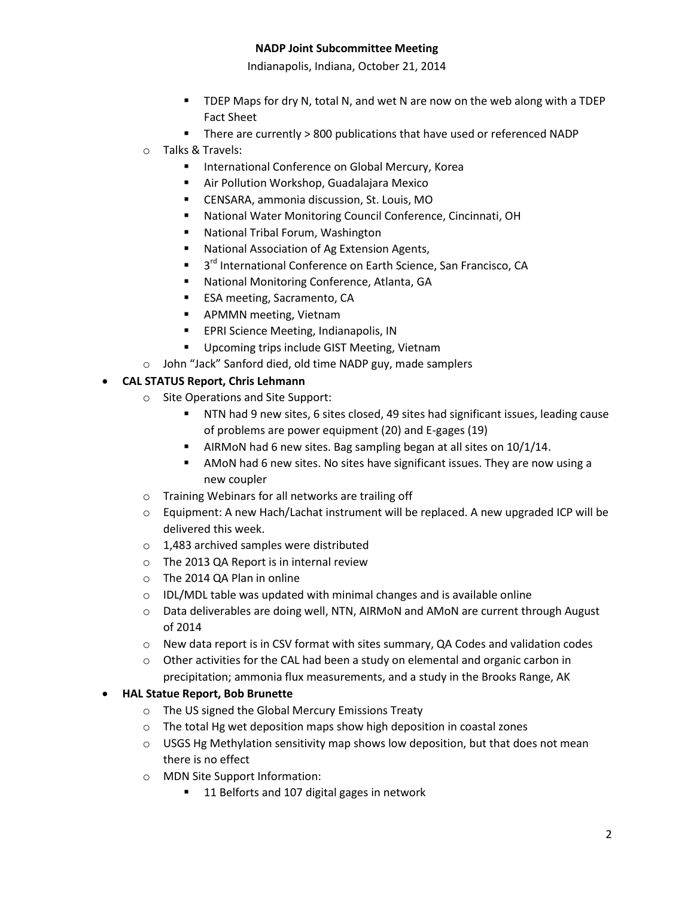- TDEP Maps for dry N, total N, and wet N are now on the web along with a TDEP Fact Sheet
    - There are currently > 800 publications that have used or referenced NADP
  - Talks & Travels:
    - International Conference on Global Mercury, Korea
    - Air Pollution Workshop, Guadalajara Mexico
    - CENSARA, ammonia discussion, St. Louis, MO
    - National Water Monitoring Council Conference, Cincinnati, OH
    - National Tribal Forum, Washington
    - National Association of Ag Extension Agents,
    - 3rd International Conference on Earth Science, San Francisco, CA
    - National Monitoring Conference, Atlanta, GA
    - ESA meeting, Sacramento, CA
    - APMMN meeting, Vietnam
    - EPRI Science Meeting, Indianapolis, IN
    - Upcoming trips include GIST Meeting, Vietnam
  - John "Jack" Sanford died, old time NADP guy, made samplers

- **CAL STATUS Report, Chris Lehmann**
  - Site Operations and Site Support:
    - NTN had 9 new sites, 6 sites closed, 49 sites had significant issues, leading cause of problems are power equipment (20) and E-gages (19)
    - AIRMoN had 6 new sites. Bag sampling began at all sites on 10/1/14.
    - AMoN had 6 new sites. No sites have significant issues. They are now using a new coupler
  - Training Webinars for all networks are trailing off
  - Equipment: A new Hach/Lachat instrument will be replaced. A new upgraded ICP will be delivered this week.
  - 1,483 archived samples were distributed
  - The 2013 QA Report is in internal review
  - The 2014 QA Plan in online
  - IDL/MDL table was updated with minimal changes and is available online
  - Data deliverables are doing well, NTN, AIRMoN and AMoN are current through August of 2014
  - New data report is in CSV format with sites summary, QA Codes and validation codes
  - Other activities for the CAL had been a study on elemental and organic carbon in precipitation; ammonia flux measurements, and a study in the Brooks Range, AK

- **HAL Statue Report, Bob Brunette**
  - The US signed the Global Mercury Emissions Treaty
  - The total Hg wet deposition maps show high deposition in coastal zones
  - USGS Hg Methylation sensitivity map shows low deposition, but that does not mean there is no effect
  - MDN Site Support Information:
    - 11 Belforts and 107 digital gages in network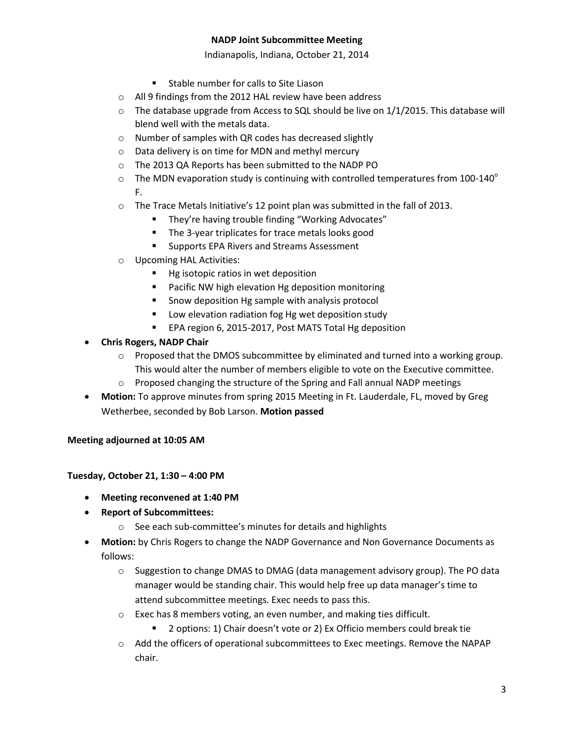- Stable number for calls to Site Liason
  - All 9 findings from the 2012 HAL review have been address
  - The database upgrade from Access to SQL should be live on 1/1/2015. This database will blend well with the metals data.
  - Number of samples with QR codes has decreased slightly
  - Data delivery is on time for MDN and methyl mercury
  - The 2013 QA Reports has been submitted to the NADP PO
  - The MDN evaporation study is continuing with controlled temperatures from 100-140$^{o}$ F.
  - The Trace Metals Initiative's 12 point plan was submitted in the fall of 2013.
    - They're having trouble finding "Working Advocates"
    - The 3-year triplicates for trace metals looks good
    - Supports EPA Rivers and Streams Assessment
  - Upcoming HAL Activities:
    - Hg isotopic ratios in wet deposition
    - Pacific NW high elevation Hg deposition monitoring
    - Snow deposition Hg sample with analysis protocol
    - Low elevation radiation fog Hg wet deposition study
    - EPA region 6, 2015-2017, Post MATS Total Hg deposition
- **Chris Rogers, NADP Chair**
  - Proposed that the DMOS subcommittee by eliminated and turned into a working group. This would alter the number of members eligible to vote on the Executive committee.
  - Proposed changing the structure of the Spring and Fall annual NADP meetings
- **Motion:** To approve minutes from spring 2015 Meeting in Ft. Lauderdale, FL, moved by Greg Wetherbee, seconded by Bob Larson. **Motion passed**

**Meeting adjourned at 10:05 AM**

**Tuesday, October 21, 1:30 – 4:00 PM**

- **Meeting reconvened at 1:40 PM**
- **Report of Subcommittees:**
  - See each sub-committee's minutes for details and highlights
- **Motion:** by Chris Rogers to change the NADP Governance and Non Governance Documents as follows:
  - Suggestion to change DMAS to DMAG (data management advisory group). The PO data manager would be standing chair. This would help free up data manager's time to attend subcommittee meetings. Exec needs to pass this.
  - Exec has 8 members voting, an even number, and making ties difficult.
    - 2 options: 1) Chair doesn't vote or 2) Ex Officio members could break tie
  - Add the officers of operational subcommittees to Exec meetings. Remove the NAPAP chair.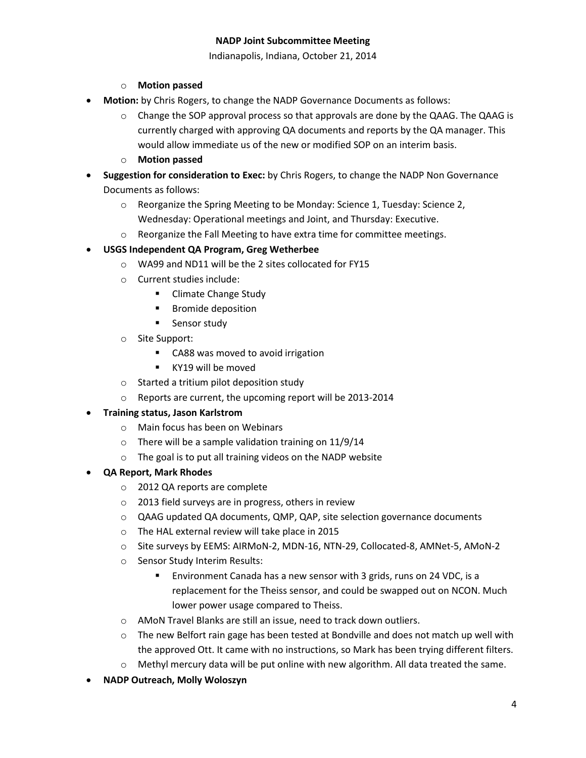- **Motion passed**

- **Motion:** by Chris Rogers, to change the NADP Governance Documents as follows:
  - Change the SOP approval process so that approvals are done by the QAAG. The QAAG is currently charged with approving QA documents and reports by the QA manager. This would allow immediate us of the new or modified SOP on an interim basis.
  - **Motion passed**
- **Suggestion for consideration to Exec:** by Chris Rogers, to change the NADP Non Governance Documents as follows:
  - Reorganize the Spring Meeting to be Monday: Science 1, Tuesday: Science 2, Wednesday: Operational meetings and Joint, and Thursday: Executive.
  - Reorganize the Fall Meeting to have extra time for committee meetings.
- **USGS Independent QA Program, Greg Wetherbee**
  - WA99 and ND11 will be the 2 sites collocated for FY15
  - Current studies include:
    - Climate Change Study
    - Bromide deposition
    - Sensor study
  - Site Support:
    - CA88 was moved to avoid irrigation
    - KY19 will be moved
  - Started a tritium pilot deposition study
  - Reports are current, the upcoming report will be 2013-2014
- **Training status, Jason Karlstrom**
  - Main focus has been on Webinars
  - There will be a sample validation training on 11/9/14
  - The goal is to put all training videos on the NADP website
- **QA Report, Mark Rhodes**
  - 2012 QA reports are complete
  - 2013 field surveys are in progress, others in review
  - QAAG updated QA documents, QMP, QAP, site selection governance documents
  - The HAL external review will take place in 2015
  - Site surveys by EEMS: AIRMoN-2, MDN-16, NTN-29, Collocated-8, AMNet-5, AMoN-2
  - Sensor Study Interim Results:
    - Environment Canada has a new sensor with 3 grids, runs on 24 VDC, is a replacement for the Theiss sensor, and could be swapped out on NCON. Much lower power usage compared to Theiss.
  - AMoN Travel Blanks are still an issue, need to track down outliers.
  - The new Belfort rain gage has been tested at Bondville and does not match up well with the approved Ott. It came with no instructions, so Mark has been trying different filters.
  - Methyl mercury data will be put online with new algorithm. All data treated the same.
- **NADP Outreach, Molly Woloszyn**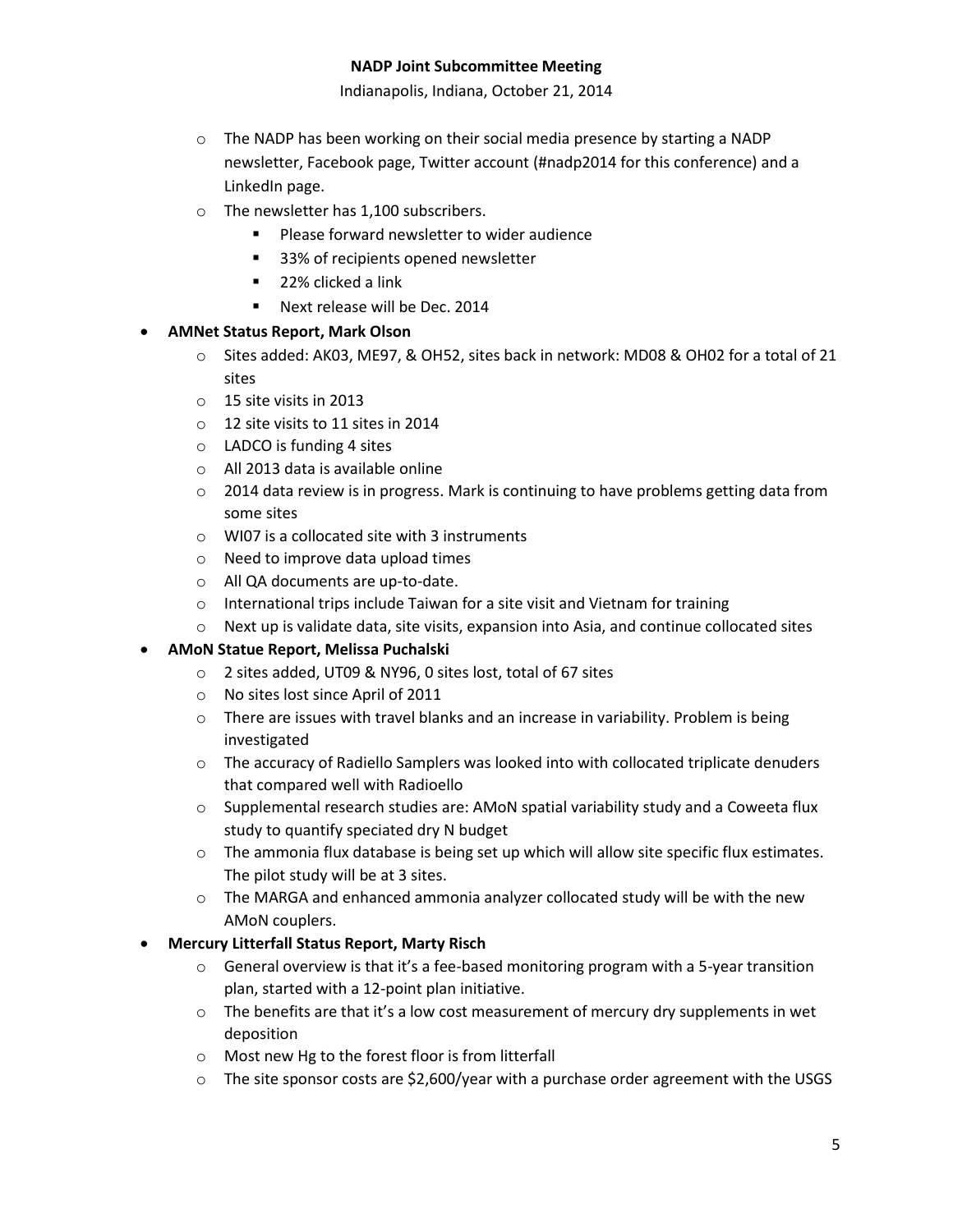- The NADP has been working on their social media presence by starting a NADP newsletter, Facebook page, Twitter account (#nadp2014 for this conference) and a LinkedIn page.
- The newsletter has 1,100 subscribers.
  - Please forward newsletter to wider audience
  - 33% of recipients opened newsletter
  - 22% clicked a link
  - Next release will be Dec. 2014

- **AMNet Status Report, Mark Olson**
  - Sites added: AK03, ME97, & OH52, sites back in network: MD08 & OH02 for a total of 21 sites
  - 15 site visits in 2013
  - 12 site visits to 11 sites in 2014
  - LADCO is funding 4 sites
  - All 2013 data is available online
  - 2014 data review is in progress. Mark is continuing to have problems getting data from some sites
  - WI07 is a collocated site with 3 instruments
  - Need to improve data upload times
  - All QA documents are up-to-date.
  - International trips include Taiwan for a site visit and Vietnam for training
  - Next up is validate data, site visits, expansion into Asia, and continue collocated sites
- **AMoN Statue Report, Melissa Puchalski**
  - 2 sites added, UT09 & NY96, 0 sites lost, total of 67 sites
  - No sites lost since April of 2011
  - There are issues with travel blanks and an increase in variability. Problem is being investigated
  - The accuracy of Radiello Samplers was looked into with collocated triplicate denuders that compared well with Radioello
  - Supplemental research studies are: AMoN spatial variability study and a Coweeta flux study to quantify speciated dry N budget
  - The ammonia flux database is being set up which will allow site specific flux estimates. The pilot study will be at 3 sites.
  - The MARGA and enhanced ammonia analyzer collocated study will be with the new AMoN couplers.
- **Mercury Litterfall Status Report, Marty Risch**
  - General overview is that it's a fee-based monitoring program with a 5-year transition plan, started with a 12-point plan initiative.
  - The benefits are that it's a low cost measurement of mercury dry supplements in wet deposition
  - Most new Hg to the forest floor is from litterfall
  - The site sponsor costs are $2,600/year with a purchase order agreement with the USGS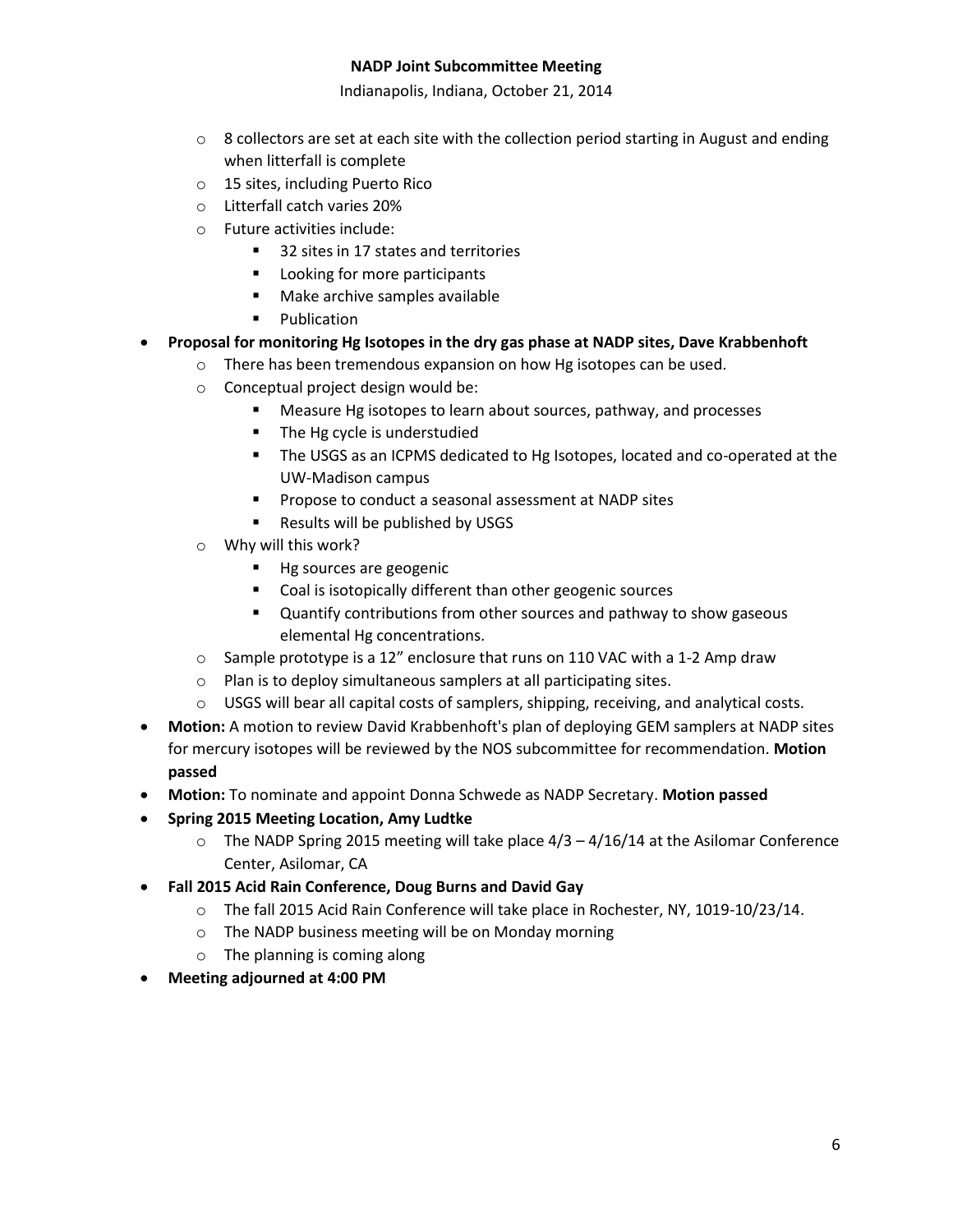- 8 collectors are set at each site with the collection period starting in August and ending when litterfall is complete
  - 15 sites, including Puerto Rico
  - Litterfall catch varies 20%
  - Future activities include:
    - 32 sites in 17 states and territories
    - Looking for more participants
    - Make archive samples available
    - Publication
- **Proposal for monitoring Hg Isotopes in the dry gas phase at NADP sites, Dave Krabbenhoft**
  - There has been tremendous expansion on how Hg isotopes can be used.
  - Conceptual project design would be:
    - Measure Hg isotopes to learn about sources, pathway, and processes
    - The Hg cycle is understudied
    - The USGS as an ICPMS dedicated to Hg Isotopes, located and co-operated at the UW-Madison campus
    - Propose to conduct a seasonal assessment at NADP sites
    - Results will be published by USGS
  - Why will this work?
    - Hg sources are geogenic
    - Coal is isotopically different than other geogenic sources
    - Quantify contributions from other sources and pathway to show gaseous elemental Hg concentrations.
  - Sample prototype is a 12" enclosure that runs on 110 VAC with a 1-2 Amp draw
  - Plan is to deploy simultaneous samplers at all participating sites.
  - USGS will bear all capital costs of samplers, shipping, receiving, and analytical costs.
- **Motion:** A motion to review David Krabbenhoft's plan of deploying GEM samplers at NADP sites for mercury isotopes will be reviewed by the NOS subcommittee for recommendation. **Motion passed**
- **Motion:** To nominate and appoint Donna Schwede as NADP Secretary. **Motion passed**
- **Spring 2015 Meeting Location, Amy Ludtke**
  - The NADP Spring 2015 meeting will take place 4/3 – 4/16/14 at the Asilomar Conference Center, Asilomar, CA
- **Fall 2015 Acid Rain Conference, Doug Burns and David Gay**
  - The fall 2015 Acid Rain Conference will take place in Rochester, NY, 1019-10/23/14.
  - The NADP business meeting will be on Monday morning
  - The planning is coming along
- **Meeting adjourned at 4:00 PM**